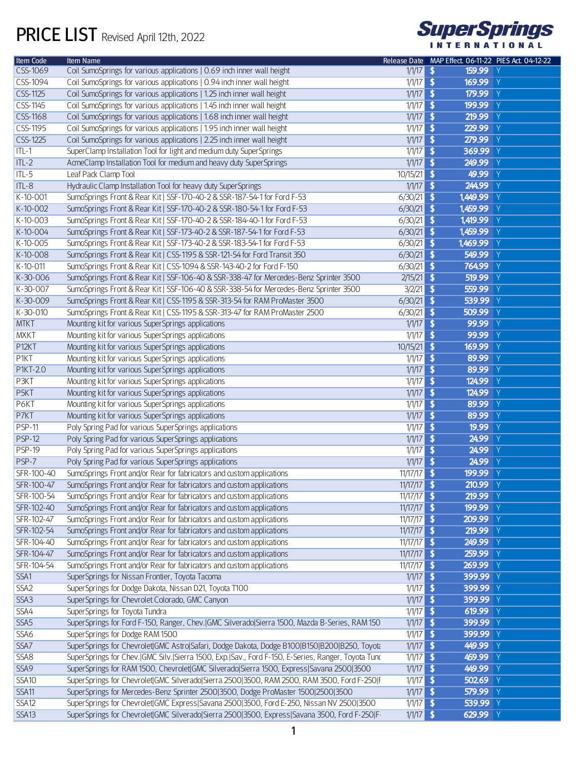# PRICE LIST Revised April 12th, 2022

SuperSprings INTERNATIONAL

| Item Code | Item Name | Release Date | MAP Effect. 06-11-22 | PIES Act. 04-12-22 |
|---|---|---|---|---|
| CSS-1069 | Coil SumoSprings for various applications \| 0.69 inch inner wall height | 1/1/17 | $ 159.99 | Y |
| CSS-1094 | Coil SumoSprings for various applications \| 0.94 inch inner wall height | 1/1/17 | $ 169.99 | Y |
| CSS-1125 | Coil SumoSprings for various applications \| 1.25 inch inner wall height | 1/1/17 | $ 179.99 | Y |
| CSS-1145 | Coil SumoSprings for various applications \| 1.45 inch inner wall height | 1/1/17 | $ 199.99 | Y |
| CSS-1168 | Coil SumoSprings for various applications \| 1.68 inch inner wall height | 1/1/17 | $ 219.99 | Y |
| CSS-1195 | Coil SumoSprings for various applications \| 1.95 inch inner wall height | 1/1/17 | $ 229.99 | Y |
| CSS-1225 | Coil SumoSprings for various applications \| 2.25 inch inner wall height | 1/1/17 | $ 279.99 | Y |
| ITL-1 | SuperClamp Installation Tool for light and medium duty SuperSprings | 1/1/17 | $ 369.99 | Y |
| ITL-2 | AcmeClamp Installation Tool for medium and heavy duty SuperSprings | 1/1/17 | $ 249.99 | Y |
| ITL-5 | Leaf Pack Clamp Tool | 10/15/21 | $ 49.99 | Y |
| ITL-8 | Hydraulic Clamp Installation Tool for heavy duty SuperSprings | 1/1/17 | $ 244.99 | Y |
| K-10-001 | SumoSprings Front & Rear Kit \| SSF-170-40-2 & SSR-187-54-1 for Ford F-53 | 6/30/21 | $ 1,449.99 | Y |
| K-10-002 | SumoSprings Front & Rear Kit \| SSF-170-40-2 & SSR-180-54-1 for Ford F-53 | 6/30/21 | $ 1,459.99 | Y |
| K-10-003 | SumoSprings Front & Rear Kit \| SSF-170-40-2 & SSR-184-40-1 for Ford F-53 | 6/30/21 | $ 1,419.99 | Y |
| K-10-004 | SumoSprings Front & Rear Kit \| SSF-173-40-2 & SSR-187-54-1 for Ford F-53 | 6/30/21 | $ 1,459.99 | Y |
| K-10-005 | SumoSprings Front & Rear Kit \| SSF-173-40-2 & SSR-183-54-1 for Ford F-53 | 6/30/21 | $ 1,469.99 | Y |
| K-10-008 | SumoSprings Front & Rear Kit \| CSS-1195 & SSR-121-54 for Ford Transit 350 | 6/30/21 | $ 549.99 | Y |
| K-10-011 | SumoSprings Front & Rear Kit \| CSS-1094 & SSR-143-40-2 for Ford F-150 | 6/30/21 | $ 764.99 | Y |
| K-30-006 | SumoSprings Front & Rear Kit \| SSF-106-40 & SSR-338-47 for Mercedes-Benz Sprinter 3500 | 2/15/21 | $ 519.99 | Y |
| K-30-007 | SumoSprings Front & Rear Kit \| SSF-106-40 & SSR-338-54 for Mercedes-Benz Sprinter 3500 | 3/2/21 | $ 559.99 | Y |
| K-30-009 | SumoSprings Front & Rear Kit \| CSS-1195 & SSR-313-54 for RAM ProMaster 3500 | 6/30/21 | $ 539.99 | Y |
| K-30-010 | SumoSprings Front & Rear Kit \| CSS-1195 & SSR-313-47 for RAM ProMaster 2500 | 6/30/21 | $ 509.99 | Y |
| MTKT | Mounting kit for various SuperSprings applications | 1/1/17 | $ 99.99 | Y |
| MXKT | Mounting kit for various SuperSprings applications | 1/1/17 | $ 99.99 | Y |
| P12KT | Mounting kit for various SuperSprings applications | 10/15/21 | $ 169.99 | Y |
| P1KT | Mounting kit for various SuperSprings applications | 1/1/17 | $ 89.99 | Y |
| P1KT-2.0 | Mounting kit for various SuperSprings applications | 1/1/17 | $ 89.99 | Y |
| P3KT | Mounting kit for various SuperSprings applications | 1/1/17 | $ 124.99 | Y |
| P5KT | Mounting kit for various SuperSprings applications | 1/1/17 | $ 124.99 | Y |
| P6KT | Mounting kit for various SuperSprings applications | 1/1/17 | $ 89.99 | Y |
| P7KT | Mounting kit for various SuperSprings applications | 1/1/17 | $ 89.99 | Y |
| PSP-11 | Poly Spring Pad for various SuperSprings applications | 1/1/17 | $ 19.99 | Y |
| PSP-12 | Poly Spring Pad for various SuperSprings applications | 1/1/17 | $ 24.99 | Y |
| PSP-19 | Poly Spring Pad for various SuperSprings applications | 1/1/17 | $ 24.99 | Y |
| PSP-7 | Poly Spring Pad for various SuperSprings applications | 1/1/17 | $ 24.99 | Y |
| SFR-100-40 | SumoSprings Front and/or Rear for fabricators and custom applications | 11/17/17 | $ 199.99 | Y |
| SFR-100-47 | SumoSprings Front and/or Rear for fabricators and custom applications | 11/17/17 | $ 210.99 | Y |
| SFR-100-54 | SumoSprings Front and/or Rear for fabricators and custom applications | 11/17/17 | $ 219.99 | Y |
| SFR-102-40 | SumoSprings Front and/or Rear for fabricators and custom applications | 11/17/17 | $ 199.99 | Y |
| SFR-102-47 | SumoSprings Front and/or Rear for fabricators and custom applications | 11/17/17 | $ 209.99 | Y |
| SFR-102-54 | SumoSprings Front and/or Rear for fabricators and custom applications | 11/17/17 | $ 219.99 | Y |
| SFR-104-40 | SumoSprings Front and/or Rear for fabricators and custom applications | 11/17/17 | $ 249.99 | Y |
| SFR-104-47 | SumoSprings Front and/or Rear for fabricators and custom applications | 11/17/17 | $ 259.99 | Y |
| SFR-104-54 | SumoSprings Front and/or Rear for fabricators and custom applications | 11/17/17 | $ 269.99 | Y |
| SSA1 | SuperSprings for Nissan Frontier, Toyota Tacoma | 1/1/17 | $ 399.99 | Y |
| SSA2 | SuperSprings for Dodge Dakota, Nissan D21, Toyota T100 | 1/1/17 | $ 399.99 | Y |
| SSA3 | SuperSprings for Chevrolet Colorado, GMC Canyon | 1/1/17 | $ 399.99 | Y |
| SSA4 | SuperSprings for Toyota Tundra | 1/1/17 | $ 619.99 | Y |
| SSA5 | SuperSprings for Ford F-150, Ranger, Chev.\|GMC Silverado\|Sierra 1500, Mazda B-Series, RAM 150 | 1/1/17 | $ 399.99 | Y |
| SSA6 | SuperSprings for Dodge RAM 1500 | 1/1/17 | $ 399.99 | Y |
| SSA7 | SuperSprings for Chevrolet\|GMC Astro\|Safari, Dodge Dakota, Dodge B100\|B150\|B200\|B250, Toyota | 1/1/17 | $ 449.99 | Y |
| SSA8 | SuperSprings for Chev.\|GMC Silv.\|Sierra 1500, Exp.\|Sav., Ford F-150, E-Series, Ranger, Toyota Tund | 1/1/17 | $ 459.99 | Y |
| SSA9 | SuperSprings for RAM 1500, Chevrolet\|GMC Silverado\|Sierra 1500, Express\|Savana 2500\|3500 | 1/1/17 | $ 449.99 | Y |
| SSA10 | SuperSprings for Chevrolet\|GMC Silverado\|Sierra 2500\|3500, RAM 2500, RAM 3500, Ford F-250\|F | 1/1/17 | $ 502.69 | Y |
| SSA11 | SuperSprings for Mercedes-Benz Sprinter 2500\|3500, Dodge ProMaster 1500\|2500\|3500 | 1/1/17 | $ 579.99 | Y |
| SSA12 | SuperSprings for Chevrolet\|GMC Express\|Savana 2500\|3500, Ford E-250, Nissan NV 2500\|3500 | 1/1/17 | $ 539.99 | Y |
| SSA13 | SuperSprings for Chevrolet\|GMC Silverado\|Sierra 2500\|3500, Express\|Savana 3500, Ford F-250\|F- | 1/1/17 | $ 629.99 | Y |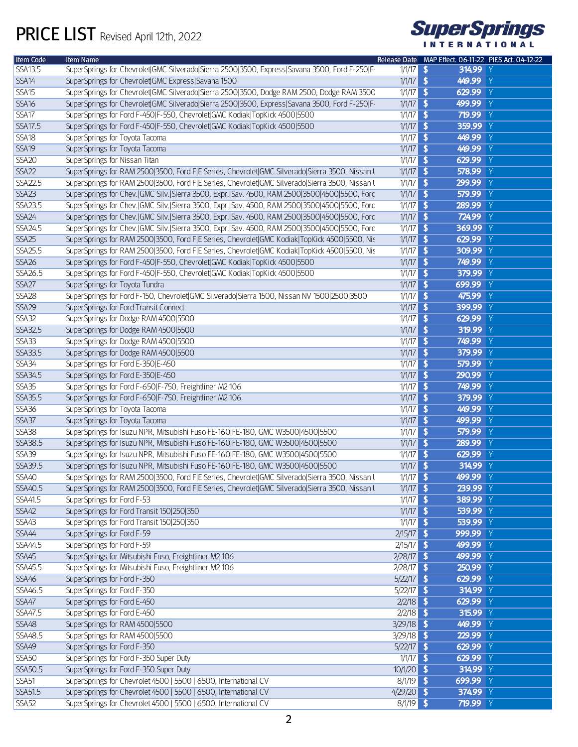# PRICE LIST Revised April 12th, 2022

SuperSprings INTERNATIONAL

| Item Code | Item Name | Release Date | MAP Effect. 06-11-22 | PIES Act. 04-12-22 |
|---|---|---|---|---|
| SSA13.5 | SuperSprings for Chevrolet\|GMC Silverado\|Sierra 2500\|3500, Express\|Savana 3500, Ford F-250\|F- | 1/1/17 | $ 314.99 | Y |
| SSA14 | SuperSprings for Chevrolet\|GMC Express\|Savana 1500 | 1/1/17 | $ 449.99 | Y |
| SSA15 | SuperSprings for Chevrolet\|GMC Silverado\|Sierra 2500\|3500, Dodge RAM 2500, Dodge RAM 350C | 1/1/17 | $ 629.99 | Y |
| SSA16 | SuperSprings for Chevrolet\|GMC Silverado\|Sierra 2500\|3500, Express\|Savana 3500, Ford F-250\|F- | 1/1/17 | $ 499.99 | Y |
| SSA17 | SuperSprings for Ford F-450\|F-550, Chevrolet\|GMC Kodiak\|TopKick 4500\|5500 | 1/1/17 | $ 719.99 | Y |
| SSA17.5 | SuperSprings for Ford F-450\|F-550, Chevrolet\|GMC Kodiak\|TopKick 4500\|5500 | 1/1/17 | $ 359.99 | Y |
| SSA18 | SuperSprings for Toyota Tacoma | 1/1/17 | $ 449.99 | Y |
| SSA19 | SuperSprings for Toyota Tacoma | 1/1/17 | $ 449.99 | Y |
| SSA20 | SuperSprings for Nissan Titan | 1/1/17 | $ 629.99 | Y |
| SSA22 | SuperSprings for RAM 2500\|3500, Ford F\|E Series, Chevrolet\|GMC Silverado\|Sierra 3500, Nissan l | 1/1/17 | $ 578.99 | Y |
| SSA22.5 | SuperSprings for RAM 2500\|3500, Ford F\|E Series, Chevrolet\|GMC Silverado\|Sierra 3500, Nissan l | 1/1/17 | $ 299.99 | Y |
| SSA23 | SuperSprings for Chev.\|GMC Silv.\|Sierra 3500, Expr.\|Sav. 4500, RAM 2500\|3500\|4500\|5500, Forc | 1/1/17 | $ 579.99 | Y |
| SSA23.5 | SuperSprings for Chev.\|GMC Silv.\|Sierra 3500, Expr.\|Sav. 4500, RAM 2500\|3500\|4500\|5500, Forc | 1/1/17 | $ 289.99 | Y |
| SSA24 | SuperSprings for Chev.\|GMC Silv.\|Sierra 3500, Expr.\|Sav. 4500, RAM 2500\|3500\|4500\|5500, Forc | 1/1/17 | $ 724.99 | Y |
| SSA24.5 | SuperSprings for Chev.\|GMC Silv.\|Sierra 3500, Expr.\|Sav. 4500, RAM 2500\|3500\|4500\|5500, Forc | 1/1/17 | $ 369.99 | Y |
| SSA25 | SuperSprings for RAM 2500\|3500, Ford F\|E Series, Chevrolet\|GMC Kodiak\|TopKick 4500\|5500, Nis | 1/1/17 | $ 629.99 | Y |
| SSA25.5 | SuperSprings for RAM 2500\|3500, Ford F\|E Series, Chevrolet\|GMC Kodiak\|TopKick 4500\|5500, Nis | 1/1/17 | $ 309.99 | Y |
| SSA26 | SuperSprings for Ford F-450\|F-550, Chevrolet\|GMC Kodiak\|TopKick 4500\|5500 | 1/1/17 | $ 749.99 | Y |
| SSA26.5 | SuperSprings for Ford F-450\|F-550, Chevrolet\|GMC Kodiak\|TopKick 4500\|5500 | 1/1/17 | $ 379.99 | Y |
| SSA27 | SuperSprings for Toyota Tundra | 1/1/17 | $ 699.99 | Y |
| SSA28 | SuperSprings for Ford F-150, Chevrolet\|GMC Silverado\|Sierra 1500, Nissan NV 1500\|2500\|3500 | 1/1/17 | $ 475.99 | Y |
| SSA29 | SuperSprings for Ford Transit Connect | 1/1/17 | $ 399.99 | Y |
| SSA32 | SuperSprings for Dodge RAM 4500\|5500 | 1/1/17 | $ 629.99 | Y |
| SSA32.5 | SuperSprings for Dodge RAM 4500\|5500 | 1/1/17 | $ 319.99 | Y |
| SSA33 | SuperSprings for Dodge RAM 4500\|5500 | 1/1/17 | $ 749.99 | Y |
| SSA33.5 | SuperSprings for Dodge RAM 4500\|5500 | 1/1/17 | $ 379.99 | Y |
| SSA34 | SuperSprings for Ford E-350\|E-450 | 1/1/17 | $ 579.99 | Y |
| SSA34.5 | SuperSprings for Ford E-350\|E-450 | 1/1/17 | $ 290.99 | Y |
| SSA35 | SuperSprings for Ford F-650\|F-750, Freightliner M2 106 | 1/1/17 | $ 749.99 | Y |
| SSA35.5 | SuperSprings for Ford F-650\|F-750, Freightliner M2 106 | 1/1/17 | $ 379.99 | Y |
| SSA36 | SuperSprings for Toyota Tacoma | 1/1/17 | $ 449.99 | Y |
| SSA37 | SuperSprings for Toyota Tacoma | 1/1/17 | $ 499.99 | Y |
| SSA38 | SuperSprings for Isuzu NPR, Mitsubishi Fuso FE-160\|FE-180, GMC W3500\|4500\|5500 | 1/1/17 | $ 579.99 | Y |
| SSA38.5 | SuperSprings for Isuzu NPR, Mitsubishi Fuso FE-160\|FE-180, GMC W3500\|4500\|5500 | 1/1/17 | $ 289.99 | Y |
| SSA39 | SuperSprings for Isuzu NPR, Mitsubishi Fuso FE-160\|FE-180, GMC W3500\|4500\|5500 | 1/1/17 | $ 629.99 | Y |
| SSA39.5 | SuperSprings for Isuzu NPR, Mitsubishi Fuso FE-160\|FE-180, GMC W3500\|4500\|5500 | 1/1/17 | $ 314.99 | Y |
| SSA40 | SuperSprings for RAM 2500\|3500, Ford F\|E Series, Chevrolet\|GMC Silverado\|Sierra 3500, Nissan l | 1/1/17 | $ 499.99 | Y |
| SSA40.5 | SuperSprings for RAM 2500\|3500, Ford F\|E Series, Chevrolet\|GMC Silverado\|Sierra 3500, Nissan l | 1/1/17 | $ 239.99 | Y |
| SSA41.5 | SuperSprings for Ford F-53 | 1/1/17 | $ 389.99 | Y |
| SSA42 | SuperSprings for Ford Transit 150\|250\|350 | 1/1/17 | $ 539.99 | Y |
| SSA43 | SuperSprings for Ford Transit 150\|250\|350 | 1/1/17 | $ 539.99 | Y |
| SSA44 | SuperSprings for Ford F-59 | 2/15/17 | $ 999.99 | Y |
| SSA44.5 | SuperSprings for Ford F-59 | 2/15/17 | $ 499.99 | Y |
| SSA45 | SuperSprings for Mitsubishi Fuso, Freightliner M2 106 | 2/28/17 | $ 499.99 | Y |
| SSA45.5 | SuperSprings for Mitsubishi Fuso, Freightliner M2 106 | 2/28/17 | $ 250.99 | Y |
| SSA46 | SuperSprings for Ford F-350 | 5/22/17 | $ 629.99 | Y |
| SSA46.5 | SuperSprings for Ford F-350 | 5/22/17 | $ 314.99 | Y |
| SSA47 | SuperSprings for Ford E-450 | 2/2/18 | $ 629.99 | Y |
| SSA47.5 | SuperSprings for Ford E-450 | 2/2/18 | $ 315.99 | Y |
| SSA48 | SuperSprings for RAM 4500\|5500 | 3/29/18 | $ 449.99 | Y |
| SSA48.5 | SuperSprings for RAM 4500\|5500 | 3/29/18 | $ 229.99 | Y |
| SSA49 | SuperSprings for Ford F-350 | 5/22/17 | $ 629.99 | Y |
| SSA50 | SuperSprings for Ford F-350 Super Duty | 1/1/17 | $ 629.99 | Y |
| SSA50.5 | SuperSprings for Ford F-350 Super Duty | 10/1/20 | $ 314.99 | Y |
| SSA51 | SuperSprings for Chevrolet 4500 \| 5500 \| 6500, International CV | 8/1/19 | $ 699.99 | Y |
| SSA51.5 | SuperSprings for Chevrolet 4500 \| 5500 \| 6500, International CV | 4/29/20 | $ 374.99 | Y |
| SSA52 | SuperSprings for Chevrolet 4500 \| 5500 \| 6500, International CV | 8/1/19 | $ 719.99 | Y |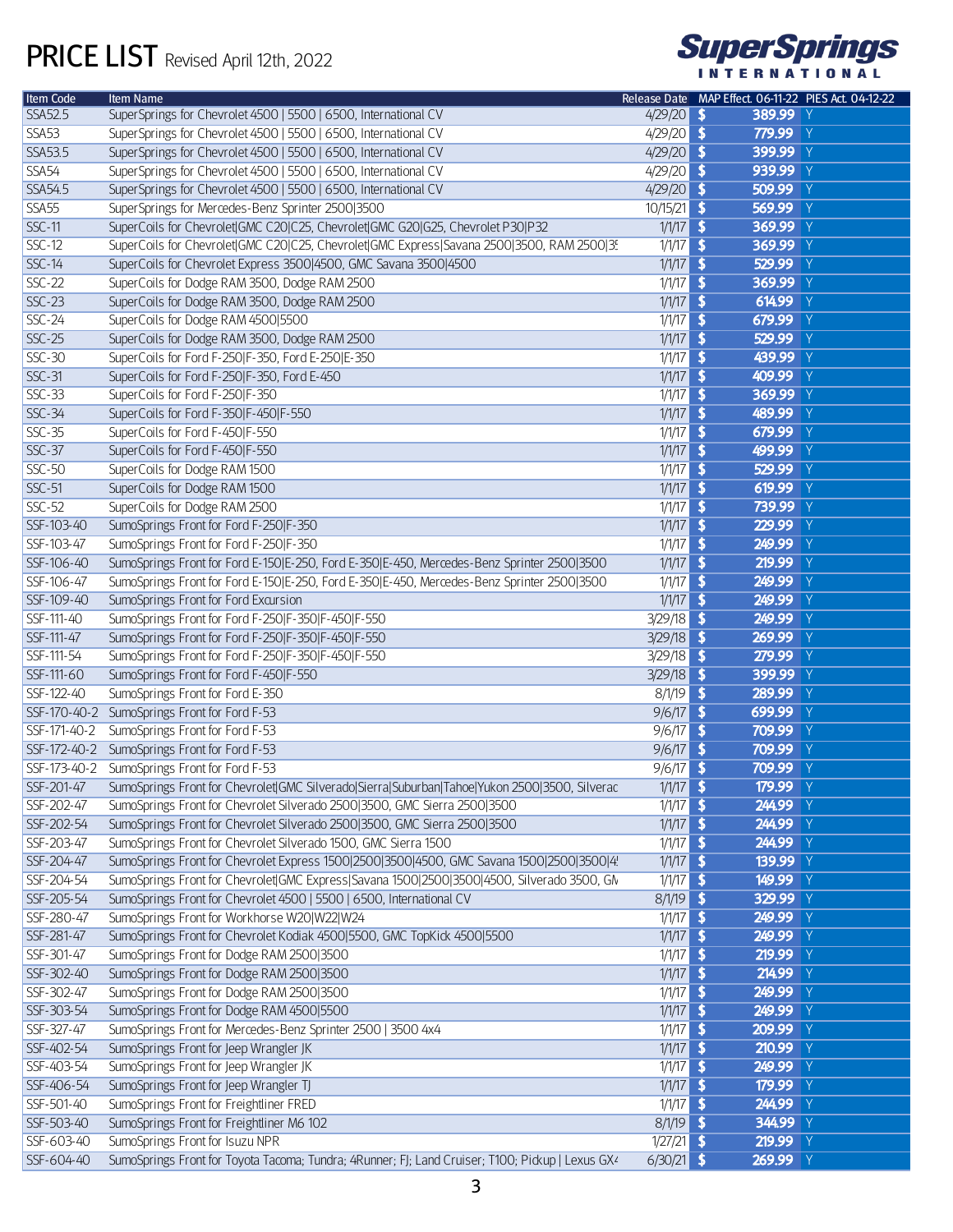# PRICE LIST Revised April 12th, 2022

SuperSprings INTERNATIONAL

| Item Code | Item Name | Release Date | MAP Effect. 06-11-22 | PIES Act. 04-12-22 |
|---|---|---|---|---|
| SSA52.5 | SuperSprings for Chevrolet 4500 \| 5500 \| 6500, International CV | 4/29/20 | $ 389.99 | Y |
| SSA53 | SuperSprings for Chevrolet 4500 \| 5500 \| 6500, International CV | 4/29/20 | $ 779.99 | Y |
| SSA53.5 | SuperSprings for Chevrolet 4500 \| 5500 \| 6500, International CV | 4/29/20 | $ 399.99 | Y |
| SSA54 | SuperSprings for Chevrolet 4500 \| 5500 \| 6500, International CV | 4/29/20 | $ 939.99 | Y |
| SSA54.5 | SuperSprings for Chevrolet 4500 \| 5500 \| 6500, International CV | 4/29/20 | $ 509.99 | Y |
| SSA55 | SuperSprings for Mercedes-Benz Sprinter 2500\|3500 | 10/15/21 | $ 569.99 | Y |
| SSC-11 | SuperCoils for Chevrolet\|GMC C20\|C25, Chevrolet\|GMC G20\|G25, Chevrolet P30\|P32 | 1/1/17 | $ 369.99 | Y |
| SSC-12 | SuperCoils for Chevrolet\|GMC C20\|C25, Chevrolet\|GMC Express\|Savana 2500\|3500, RAM 2500\|3! | 1/1/17 | $ 369.99 | Y |
| SSC-14 | SuperCoils for Chevrolet Express 3500\|4500, GMC Savana 3500\|4500 | 1/1/17 | $ 529.99 | Y |
| SSC-22 | SuperCoils for Dodge RAM 3500, Dodge RAM 2500 | 1/1/17 | $ 369.99 | Y |
| SSC-23 | SuperCoils for Dodge RAM 3500, Dodge RAM 2500 | 1/1/17 | $ 614.99 | Y |
| SSC-24 | SuperCoils for Dodge RAM 4500\|5500 | 1/1/17 | $ 679.99 | Y |
| SSC-25 | SuperCoils for Dodge RAM 3500, Dodge RAM 2500 | 1/1/17 | $ 529.99 | Y |
| SSC-30 | SuperCoils for Ford F-250\|F-350, Ford E-250\|E-350 | 1/1/17 | $ 439.99 | Y |
| SSC-31 | SuperCoils for Ford F-250\|F-350, Ford E-450 | 1/1/17 | $ 409.99 | Y |
| SSC-33 | SuperCoils for Ford F-250\|F-350 | 1/1/17 | $ 369.99 | Y |
| SSC-34 | SuperCoils for Ford F-350\|F-450\|F-550 | 1/1/17 | $ 489.99 | Y |
| SSC-35 | SuperCoils for Ford F-450\|F-550 | 1/1/17 | $ 679.99 | Y |
| SSC-37 | SuperCoils for Ford F-450\|F-550 | 1/1/17 | $ 499.99 | Y |
| SSC-50 | SuperCoils for Dodge RAM 1500 | 1/1/17 | $ 529.99 | Y |
| SSC-51 | SuperCoils for Dodge RAM 1500 | 1/1/17 | $ 619.99 | Y |
| SSC-52 | SuperCoils for Dodge RAM 2500 | 1/1/17 | $ 739.99 | Y |
| SSF-103-40 | SumoSprings Front for Ford F-250\|F-350 | 1/1/17 | $ 229.99 | Y |
| SSF-103-47 | SumoSprings Front for Ford F-250\|F-350 | 1/1/17 | $ 249.99 | Y |
| SSF-106-40 | SumoSprings Front for Ford E-150\|E-250, Ford E-350\|E-450, Mercedes-Benz Sprinter 2500\|3500 | 1/1/17 | $ 219.99 | Y |
| SSF-106-47 | SumoSprings Front for Ford E-150\|E-250, Ford E-350\|E-450, Mercedes-Benz Sprinter 2500\|3500 | 1/1/17 | $ 249.99 | Y |
| SSF-109-40 | SumoSprings Front for Ford Excursion | 1/1/17 | $ 249.99 | Y |
| SSF-111-40 | SumoSprings Front for Ford F-250\|F-350\|F-450\|F-550 | 3/29/18 | $ 249.99 | Y |
| SSF-111-47 | SumoSprings Front for Ford F-250\|F-350\|F-450\|F-550 | 3/29/18 | $ 269.99 | Y |
| SSF-111-54 | SumoSprings Front for Ford F-250\|F-350\|F-450\|F-550 | 3/29/18 | $ 279.99 | Y |
| SSF-111-60 | SumoSprings Front for Ford F-450\|F-550 | 3/29/18 | $ 399.99 | Y |
| SSF-122-40 | SumoSprings Front for Ford E-350 | 8/1/19 | $ 289.99 | Y |
| SSF-170-40-2 | SumoSprings Front for Ford F-53 | 9/6/17 | $ 699.99 | Y |
| SSF-171-40-2 | SumoSprings Front for Ford F-53 | 9/6/17 | $ 709.99 | Y |
| SSF-172-40-2 | SumoSprings Front for Ford F-53 | 9/6/17 | $ 709.99 | Y |
| SSF-173-40-2 | SumoSprings Front for Ford F-53 | 9/6/17 | $ 709.99 | Y |
| SSF-201-47 | SumoSprings Front for Chevrolet\|GMC Silverado\|Sierra\|Suburban\|Tahoe\|Yukon 2500\|3500, Silverac | 1/1/17 | $ 179.99 | Y |
| SSF-202-47 | SumoSprings Front for Chevrolet Silverado 2500\|3500, GMC Sierra 2500\|3500 | 1/1/17 | $ 244.99 | Y |
| SSF-202-54 | SumoSprings Front for Chevrolet Silverado 2500\|3500, GMC Sierra 2500\|3500 | 1/1/17 | $ 244.99 | Y |
| SSF-203-47 | SumoSprings Front for Chevrolet Silverado 1500, GMC Sierra 1500 | 1/1/17 | $ 244.99 | Y |
| SSF-204-47 | SumoSprings Front for Chevrolet Express 1500\|2500\|3500\|4500, GMC Savana 1500\|2500\|3500\|4! | 1/1/17 | $ 139.99 | Y |
| SSF-204-54 | SumoSprings Front for Chevrolet\|GMC Express\|Savana 1500\|2500\|3500\|4500, Silverado 3500, GN | 1/1/17 | $ 149.99 | Y |
| SSF-205-54 | SumoSprings Front for Chevrolet 4500 \| 5500 \| 6500, International CV | 8/1/19 | $ 329.99 | Y |
| SSF-280-47 | SumoSprings Front for Workhorse W20\|W22\|W24 | 1/1/17 | $ 249.99 | Y |
| SSF-281-47 | SumoSprings Front for Chevrolet Kodiak 4500\|5500, GMC TopKick 4500\|5500 | 1/1/17 | $ 249.99 | Y |
| SSF-301-47 | SumoSprings Front for Dodge RAM 2500\|3500 | 1/1/17 | $ 219.99 | Y |
| SSF-302-40 | SumoSprings Front for Dodge RAM 2500\|3500 | 1/1/17 | $ 214.99 | Y |
| SSF-302-47 | SumoSprings Front for Dodge RAM 2500\|3500 | 1/1/17 | $ 249.99 | Y |
| SSF-303-54 | SumoSprings Front for Dodge RAM 4500\|5500 | 1/1/17 | $ 249.99 | Y |
| SSF-327-47 | SumoSprings Front for Mercedes-Benz Sprinter 2500 \| 3500 4x4 | 1/1/17 | $ 209.99 | Y |
| SSF-402-54 | SumoSprings Front for Jeep Wrangler JK | 1/1/17 | $ 210.99 | Y |
| SSF-403-54 | SumoSprings Front for Jeep Wrangler JK | 1/1/17 | $ 249.99 | Y |
| SSF-406-54 | SumoSprings Front for Jeep Wrangler TJ | 1/1/17 | $ 179.99 | Y |
| SSF-501-40 | SumoSprings Front for Freightliner FRED | 1/1/17 | $ 244.99 | Y |
| SSF-503-40 | SumoSprings Front for Freightliner M6 102 | 8/1/19 | $ 344.99 | Y |
| SSF-603-40 | SumoSprings Front for Isuzu NPR | 1/27/21 | $ 219.99 | Y |
| SSF-604-40 | SumoSprings Front for Toyota Tacoma; Tundra; 4Runner; FJ; Land Cruiser; T100; Pickup \| Lexus GX4 | 6/30/21 | $ 269.99 | Y |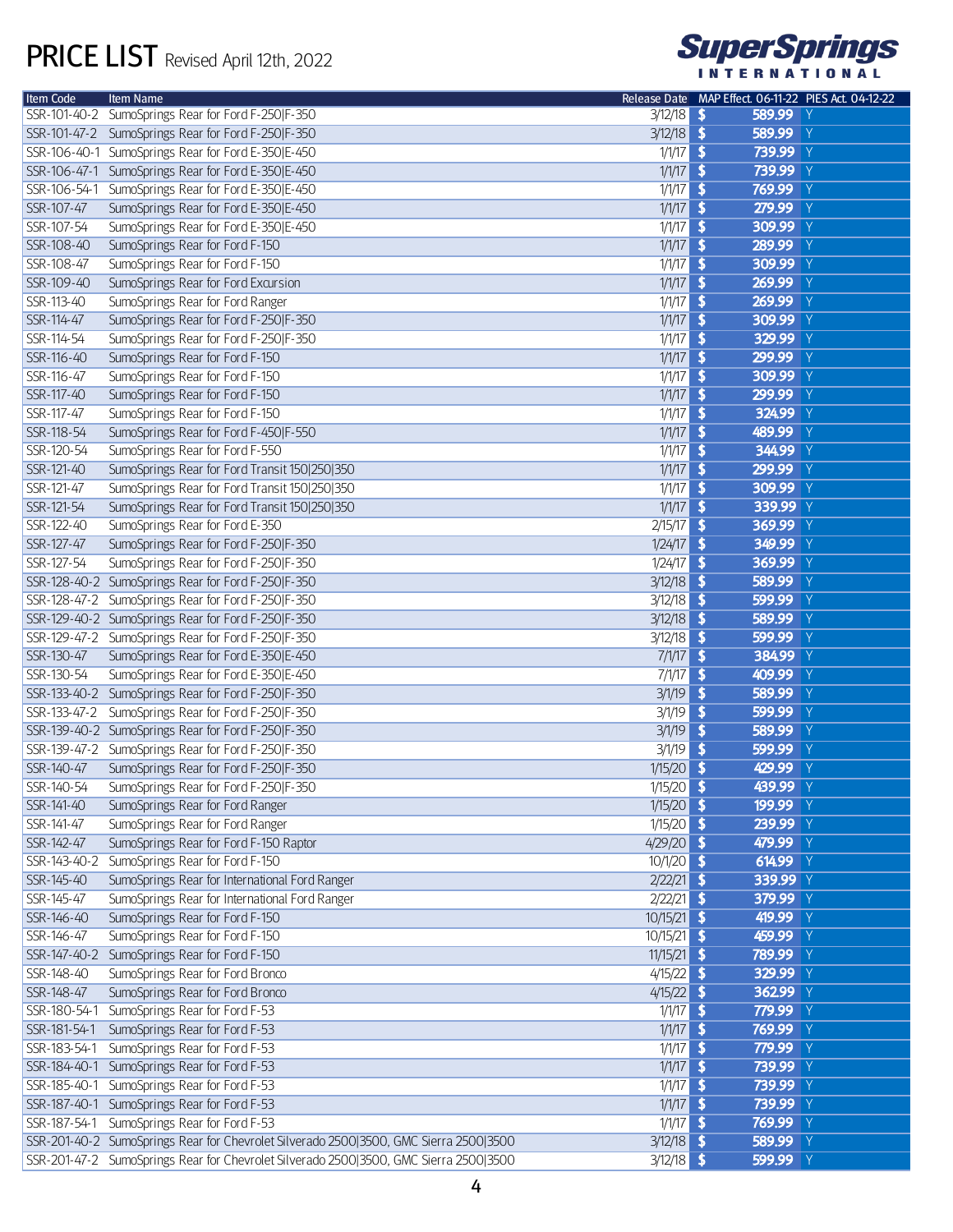# PRICE LIST Revised April 12th, 2022

SuperSprings INTERNATIONAL

| Item Code | Item Name | Release Date | MAP Effect. 06-11-22 | PIES Act. 04-12-22 |
|---|---|---|---|---|
| SSR-101-40-2 | SumoSprings Rear for Ford F-250\|F-350 | 3/12/18 | $ 589.99 | Y |
| SSR-101-47-2 | SumoSprings Rear for Ford F-250\|F-350 | 3/12/18 | $ 589.99 | Y |
| SSR-106-40-1 | SumoSprings Rear for Ford E-350\|E-450 | 1/1/17 | $ 739.99 | Y |
| SSR-106-47-1 | SumoSprings Rear for Ford E-350\|E-450 | 1/1/17 | $ 739.99 | Y |
| SSR-106-54-1 | SumoSprings Rear for Ford E-350\|E-450 | 1/1/17 | $ 769.99 | Y |
| SSR-107-47 | SumoSprings Rear for Ford E-350\|E-450 | 1/1/17 | $ 279.99 | Y |
| SSR-107-54 | SumoSprings Rear for Ford E-350\|E-450 | 1/1/17 | $ 309.99 | Y |
| SSR-108-40 | SumoSprings Rear for Ford F-150 | 1/1/17 | $ 289.99 | Y |
| SSR-108-47 | SumoSprings Rear for Ford F-150 | 1/1/17 | $ 309.99 | Y |
| SSR-109-40 | SumoSprings Rear for Ford Excursion | 1/1/17 | $ 269.99 | Y |
| SSR-113-40 | SumoSprings Rear for Ford Ranger | 1/1/17 | $ 269.99 | Y |
| SSR-114-47 | SumoSprings Rear for Ford F-250\|F-350 | 1/1/17 | $ 309.99 | Y |
| SSR-114-54 | SumoSprings Rear for Ford F-250\|F-350 | 1/1/17 | $ 329.99 | Y |
| SSR-116-40 | SumoSprings Rear for Ford F-150 | 1/1/17 | $ 299.99 | Y |
| SSR-116-47 | SumoSprings Rear for Ford F-150 | 1/1/17 | $ 309.99 | Y |
| SSR-117-40 | SumoSprings Rear for Ford F-150 | 1/1/17 | $ 299.99 | Y |
| SSR-117-47 | SumoSprings Rear for Ford F-150 | 1/1/17 | $ 324.99 | Y |
| SSR-118-54 | SumoSprings Rear for Ford F-450\|F-550 | 1/1/17 | $ 489.99 | Y |
| SSR-120-54 | SumoSprings Rear for Ford F-550 | 1/1/17 | $ 344.99 | Y |
| SSR-121-40 | SumoSprings Rear for Ford Transit 150\|250\|350 | 1/1/17 | $ 299.99 | Y |
| SSR-121-47 | SumoSprings Rear for Ford Transit 150\|250\|350 | 1/1/17 | $ 309.99 | Y |
| SSR-121-54 | SumoSprings Rear for Ford Transit 150\|250\|350 | 1/1/17 | $ 339.99 | Y |
| SSR-122-40 | SumoSprings Rear for Ford E-350 | 2/15/17 | $ 369.99 | Y |
| SSR-127-47 | SumoSprings Rear for Ford F-250\|F-350 | 1/24/17 | $ 349.99 | Y |
| SSR-127-54 | SumoSprings Rear for Ford F-250\|F-350 | 1/24/17 | $ 369.99 | Y |
| SSR-128-40-2 | SumoSprings Rear for Ford F-250\|F-350 | 3/12/18 | $ 589.99 | Y |
| SSR-128-47-2 | SumoSprings Rear for Ford F-250\|F-350 | 3/12/18 | $ 599.99 | Y |
| SSR-129-40-2 | SumoSprings Rear for Ford F-250\|F-350 | 3/12/18 | $ 589.99 | Y |
| SSR-129-47-2 | SumoSprings Rear for Ford F-250\|F-350 | 3/12/18 | $ 599.99 | Y |
| SSR-130-47 | SumoSprings Rear for Ford E-350\|E-450 | 7/1/17 | $ 384.99 | Y |
| SSR-130-54 | SumoSprings Rear for Ford E-350\|E-450 | 7/1/17 | $ 409.99 | Y |
| SSR-133-40-2 | SumoSprings Rear for Ford F-250\|F-350 | 3/1/19 | $ 589.99 | Y |
| SSR-133-47-2 | SumoSprings Rear for Ford F-250\|F-350 | 3/1/19 | $ 599.99 | Y |
| SSR-139-40-2 | SumoSprings Rear for Ford F-250\|F-350 | 3/1/19 | $ 589.99 | Y |
| SSR-139-47-2 | SumoSprings Rear for Ford F-250\|F-350 | 3/1/19 | $ 599.99 | Y |
| SSR-140-47 | SumoSprings Rear for Ford F-250\|F-350 | 1/15/20 | $ 429.99 | Y |
| SSR-140-54 | SumoSprings Rear for Ford F-250\|F-350 | 1/15/20 | $ 439.99 | Y |
| SSR-141-40 | SumoSprings Rear for Ford Ranger | 1/15/20 | $ 199.99 | Y |
| SSR-141-47 | SumoSprings Rear for Ford Ranger | 1/15/20 | $ 239.99 | Y |
| SSR-142-47 | SumoSprings Rear for Ford F-150 Raptor | 4/29/20 | $ 479.99 | Y |
| SSR-143-40-2 | SumoSprings Rear for Ford F-150 | 10/1/20 | $ 614.99 | Y |
| SSR-145-40 | SumoSprings Rear for International Ford Ranger | 2/22/21 | $ 339.99 | Y |
| SSR-145-47 | SumoSprings Rear for International Ford Ranger | 2/22/21 | $ 379.99 | Y |
| SSR-146-40 | SumoSprings Rear for Ford F-150 | 10/15/21 | $ 419.99 | Y |
| SSR-146-47 | SumoSprings Rear for Ford F-150 | 10/15/21 | $ 459.99 | Y |
| SSR-147-40-2 | SumoSprings Rear for Ford F-150 | 11/15/21 | $ 789.99 | Y |
| SSR-148-40 | SumoSprings Rear for Ford Bronco | 4/15/22 | $ 329.99 | Y |
| SSR-148-47 | SumoSprings Rear for Ford Bronco | 4/15/22 | $ 362.99 | Y |
| SSR-180-54-1 | SumoSprings Rear for Ford F-53 | 1/1/17 | $ 779.99 | Y |
| SSR-181-54-1 | SumoSprings Rear for Ford F-53 | 1/1/17 | $ 769.99 | Y |
| SSR-183-54-1 | SumoSprings Rear for Ford F-53 | 1/1/17 | $ 779.99 | Y |
| SSR-184-40-1 | SumoSprings Rear for Ford F-53 | 1/1/17 | $ 739.99 | Y |
| SSR-185-40-1 | SumoSprings Rear for Ford F-53 | 1/1/17 | $ 739.99 | Y |
| SSR-187-40-1 | SumoSprings Rear for Ford F-53 | 1/1/17 | $ 739.99 | Y |
| SSR-187-54-1 | SumoSprings Rear for Ford F-53 | 1/1/17 | $ 769.99 | Y |
| SSR-201-40-2 | SumoSprings Rear for Chevrolet Silverado 2500\|3500, GMC Sierra 2500\|3500 | 3/12/18 | $ 589.99 | Y |
| SSR-201-47-2 | SumoSprings Rear for Chevrolet Silverado 2500\|3500, GMC Sierra 2500\|3500 | 3/12/18 | $ 599.99 | Y |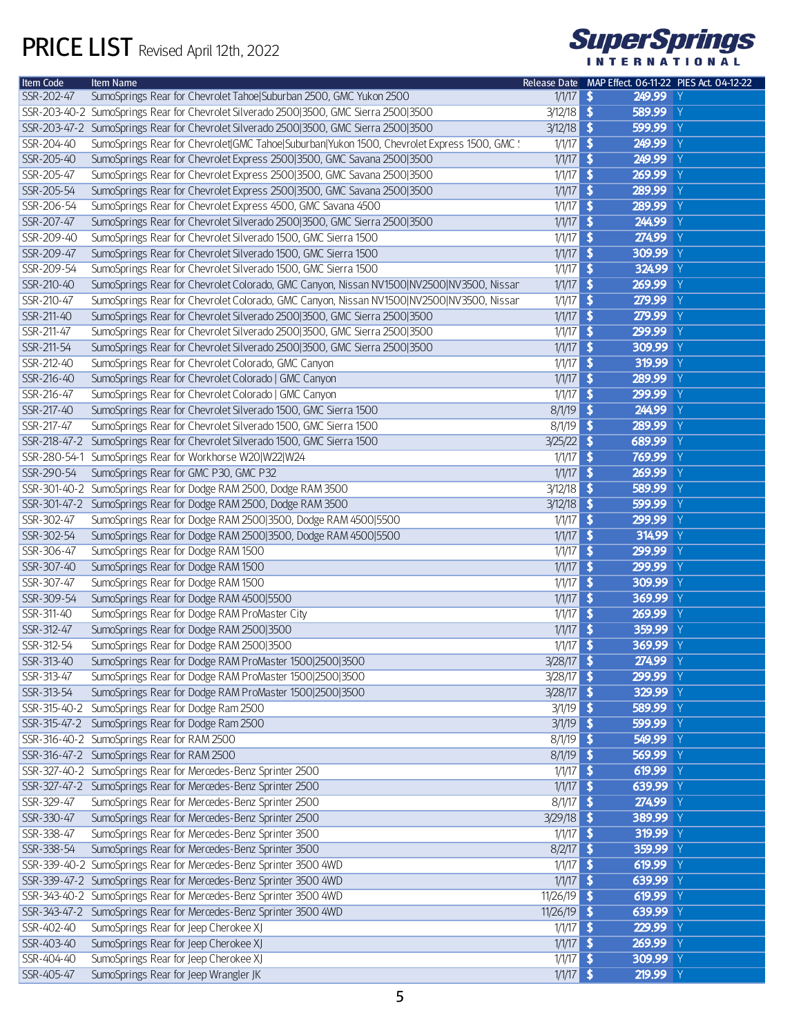# PRICE LIST Revised April 12th, 2022

SuperSprings INTERNATIONAL

| Item Code | Item Name | Release Date | MAP Effect. 06-11-22 | PIES Act. 04-12-22 |
|---|---|---|---|---|
| SSR-202-47 | SumoSprings Rear for Chevrolet Tahoe\|Suburban 2500, GMC Yukon 2500 | 1/1/17 | $ 249.99 | Y |
| SSR-203-40-2 | SumoSprings Rear for Chevrolet Silverado 2500\|3500, GMC Sierra 2500\|3500 | 3/12/18 | $ 589.99 | Y |
| SSR-203-47-2 | SumoSprings Rear for Chevrolet Silverado 2500\|3500, GMC Sierra 2500\|3500 | 3/12/18 | $ 599.99 | Y |
| SSR-204-40 | SumoSprings Rear for Chevrolet\|GMC Tahoe\|Suburban\|Yukon 1500, Chevrolet Express 1500, GMC S | 1/1/17 | $ 249.99 | Y |
| SSR-205-40 | SumoSprings Rear for Chevrolet Express 2500\|3500, GMC Savana 2500\|3500 | 1/1/17 | $ 249.99 | Y |
| SSR-205-47 | SumoSprings Rear for Chevrolet Express 2500\|3500, GMC Savana 2500\|3500 | 1/1/17 | $ 269.99 | Y |
| SSR-205-54 | SumoSprings Rear for Chevrolet Express 2500\|3500, GMC Savana 2500\|3500 | 1/1/17 | $ 289.99 | Y |
| SSR-206-54 | SumoSprings Rear for Chevrolet Express 4500, GMC Savana 4500 | 1/1/17 | $ 289.99 | Y |
| SSR-207-47 | SumoSprings Rear for Chevrolet Silverado 2500\|3500, GMC Sierra 2500\|3500 | 1/1/17 | $ 244.99 | Y |
| SSR-209-40 | SumoSprings Rear for Chevrolet Silverado 1500, GMC Sierra 1500 | 1/1/17 | $ 274.99 | Y |
| SSR-209-47 | SumoSprings Rear for Chevrolet Silverado 1500, GMC Sierra 1500 | 1/1/17 | $ 309.99 | Y |
| SSR-209-54 | SumoSprings Rear for Chevrolet Silverado 1500, GMC Sierra 1500 | 1/1/17 | $ 324.99 | Y |
| SSR-210-40 | SumoSprings Rear for Chevrolet Colorado, GMC Canyon, Nissan NV1500\|NV2500\|NV3500, Nissan | 1/1/17 | $ 269.99 | Y |
| SSR-210-47 | SumoSprings Rear for Chevrolet Colorado, GMC Canyon, Nissan NV1500\|NV2500\|NV3500, Nissan | 1/1/17 | $ 279.99 | Y |
| SSR-211-40 | SumoSprings Rear for Chevrolet Silverado 2500\|3500, GMC Sierra 2500\|3500 | 1/1/17 | $ 279.99 | Y |
| SSR-211-47 | SumoSprings Rear for Chevrolet Silverado 2500\|3500, GMC Sierra 2500\|3500 | 1/1/17 | $ 299.99 | Y |
| SSR-211-54 | SumoSprings Rear for Chevrolet Silverado 2500\|3500, GMC Sierra 2500\|3500 | 1/1/17 | $ 309.99 | Y |
| SSR-212-40 | SumoSprings Rear for Chevrolet Colorado, GMC Canyon | 1/1/17 | $ 319.99 | Y |
| SSR-216-40 | SumoSprings Rear for Chevrolet Colorado \| GMC Canyon | 1/1/17 | $ 289.99 | Y |
| SSR-216-47 | SumoSprings Rear for Chevrolet Colorado \| GMC Canyon | 1/1/17 | $ 299.99 | Y |
| SSR-217-40 | SumoSprings Rear for Chevrolet Silverado 1500, GMC Sierra 1500 | 8/1/19 | $ 244.99 | Y |
| SSR-217-47 | SumoSprings Rear for Chevrolet Silverado 1500, GMC Sierra 1500 | 8/1/19 | $ 289.99 | Y |
| SSR-218-47-2 | SumoSprings Rear for Chevrolet Silverado 1500, GMC Sierra 1500 | 3/25/22 | $ 689.99 | Y |
| SSR-280-54-1 | SumoSprings Rear for Workhorse W20\|W22\|W24 | 1/1/17 | $ 769.99 | Y |
| SSR-290-54 | SumoSprings Rear for GMC P30, GMC P32 | 1/1/17 | $ 269.99 | Y |
| SSR-301-40-2 | SumoSprings Rear for Dodge RAM 2500, Dodge RAM 3500 | 3/12/18 | $ 589.99 | Y |
| SSR-301-47-2 | SumoSprings Rear for Dodge RAM 2500, Dodge RAM 3500 | 3/12/18 | $ 599.99 | Y |
| SSR-302-47 | SumoSprings Rear for Dodge RAM 2500\|3500, Dodge RAM 4500\|5500 | 1/1/17 | $ 299.99 | Y |
| SSR-302-54 | SumoSprings Rear for Dodge RAM 2500\|3500, Dodge RAM 4500\|5500 | 1/1/17 | $ 314.99 | Y |
| SSR-306-47 | SumoSprings Rear for Dodge RAM 1500 | 1/1/17 | $ 299.99 | Y |
| SSR-307-40 | SumoSprings Rear for Dodge RAM 1500 | 1/1/17 | $ 299.99 | Y |
| SSR-307-47 | SumoSprings Rear for Dodge RAM 1500 | 1/1/17 | $ 309.99 | Y |
| SSR-309-54 | SumoSprings Rear for Dodge RAM 4500\|5500 | 1/1/17 | $ 369.99 | Y |
| SSR-311-40 | SumoSprings Rear for Dodge RAM ProMaster City | 1/1/17 | $ 269.99 | Y |
| SSR-312-47 | SumoSprings Rear for Dodge RAM 2500\|3500 | 1/1/17 | $ 359.99 | Y |
| SSR-312-54 | SumoSprings Rear for Dodge RAM 2500\|3500 | 1/1/17 | $ 369.99 | Y |
| SSR-313-40 | SumoSprings Rear for Dodge RAM ProMaster 1500\|2500\|3500 | 3/28/17 | $ 274.99 | Y |
| SSR-313-47 | SumoSprings Rear for Dodge RAM ProMaster 1500\|2500\|3500 | 3/28/17 | $ 299.99 | Y |
| SSR-313-54 | SumoSprings Rear for Dodge RAM ProMaster 1500\|2500\|3500 | 3/28/17 | $ 329.99 | Y |
| SSR-315-40-2 | SumoSprings Rear for Dodge Ram 2500 | 3/1/19 | $ 589.99 | Y |
| SSR-315-47-2 | SumoSprings Rear for Dodge Ram 2500 | 3/1/19 | $ 599.99 | Y |
| SSR-316-40-2 | SumoSprings Rear for RAM 2500 | 8/1/19 | $ 549.99 | Y |
| SSR-316-47-2 | SumoSprings Rear for RAM 2500 | 8/1/19 | $ 569.99 | Y |
| SSR-327-40-2 | SumoSprings Rear for Mercedes-Benz Sprinter 2500 | 1/1/17 | $ 619.99 | Y |
| SSR-327-47-2 | SumoSprings Rear for Mercedes-Benz Sprinter 2500 | 1/1/17 | $ 639.99 | Y |
| SSR-329-47 | SumoSprings Rear for Mercedes-Benz Sprinter 2500 | 8/1/17 | $ 274.99 | Y |
| SSR-330-47 | SumoSprings Rear for Mercedes-Benz Sprinter 2500 | 3/29/18 | $ 389.99 | Y |
| SSR-338-47 | SumoSprings Rear for Mercedes-Benz Sprinter 3500 | 1/1/17 | $ 319.99 | Y |
| SSR-338-54 | SumoSprings Rear for Mercedes-Benz Sprinter 3500 | 8/2/17 | $ 359.99 | Y |
| SSR-339-40-2 | SumoSprings Rear for Mercedes-Benz Sprinter 3500 4WD | 1/1/17 | $ 619.99 | Y |
| SSR-339-47-2 | SumoSprings Rear for Mercedes-Benz Sprinter 3500 4WD | 1/1/17 | $ 639.99 | Y |
| SSR-343-40-2 | SumoSprings Rear for Mercedes-Benz Sprinter 3500 4WD | 11/26/19 | $ 619.99 | Y |
| SSR-343-47-2 | SumoSprings Rear for Mercedes-Benz Sprinter 3500 4WD | 11/26/19 | $ 639.99 | Y |
| SSR-402-40 | SumoSprings Rear for Jeep Cherokee XJ | 1/1/17 | $ 229.99 | Y |
| SSR-403-40 | SumoSprings Rear for Jeep Cherokee XJ | 1/1/17 | $ 269.99 | Y |
| SSR-404-40 | SumoSprings Rear for Jeep Cherokee XJ | 1/1/17 | $ 309.99 | Y |
| SSR-405-47 | SumoSprings Rear for Jeep Wrangler JK | 1/1/17 | $ 219.99 | Y |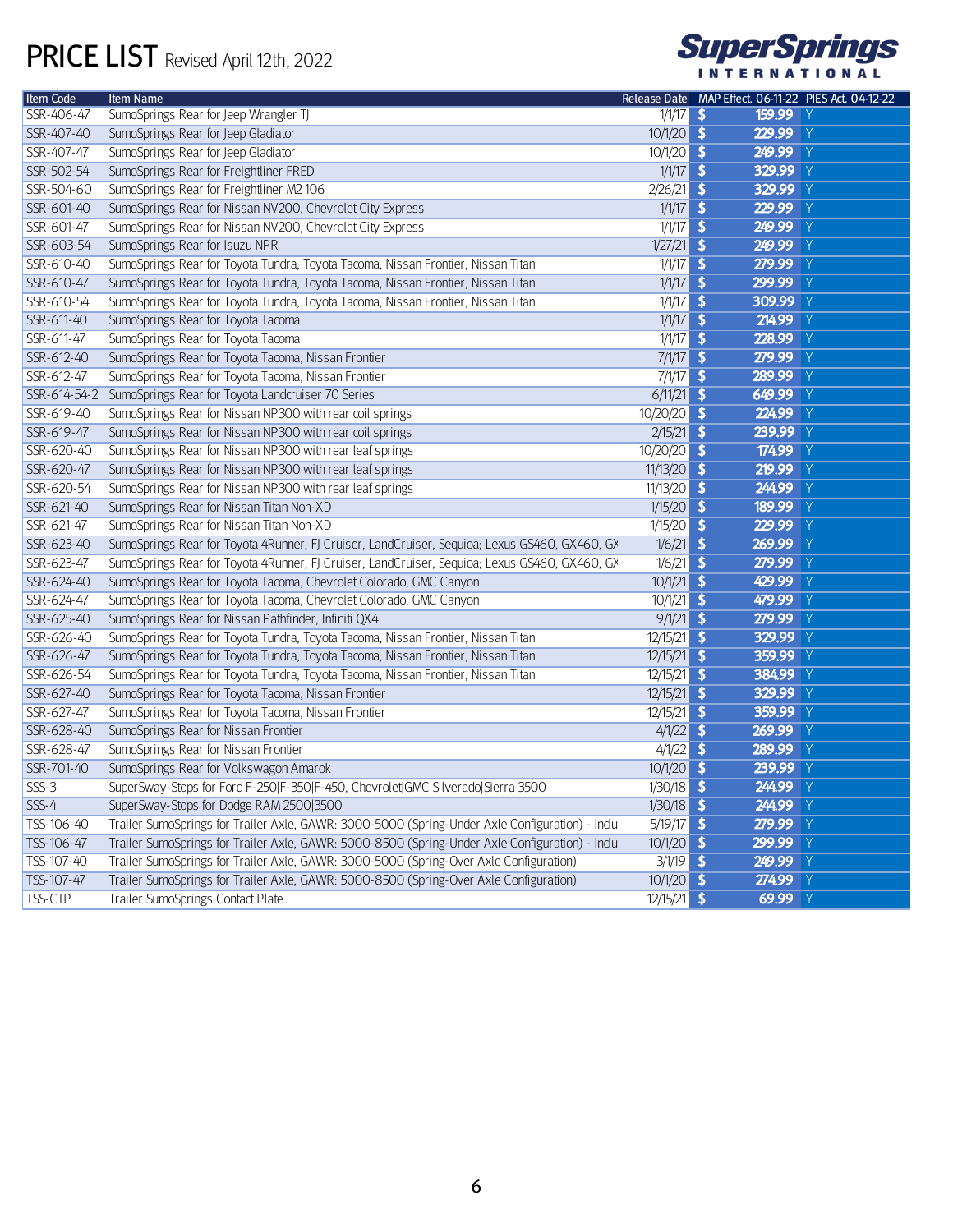# PRICE LIST Revised April 12th, 2022

SuperSprings INTERNATIONAL

| Item Code | Item Name | Release Date | MAP Effect. 06-11-22 | PIES Act. 04-12-22 |
|---|---|---|---|---|
| SSR-406-47 | SumoSprings Rear for Jeep Wrangler TJ | 1/1/17 | $ 159.99 | Y |
| SSR-407-40 | SumoSprings Rear for Jeep Gladiator | 10/1/20 | $ 229.99 | Y |
| SSR-407-47 | SumoSprings Rear for Jeep Gladiator | 10/1/20 | $ 249.99 | Y |
| SSR-502-54 | SumoSprings Rear for Freightliner FRED | 1/1/17 | $ 329.99 | Y |
| SSR-504-60 | SumoSprings Rear for Freightliner M2 106 | 2/26/21 | $ 329.99 | Y |
| SSR-601-40 | SumoSprings Rear for Nissan NV200, Chevrolet City Express | 1/1/17 | $ 229.99 | Y |
| SSR-601-47 | SumoSprings Rear for Nissan NV200, Chevrolet City Express | 1/1/17 | $ 249.99 | Y |
| SSR-603-54 | SumoSprings Rear for Isuzu NPR | 1/27/21 | $ 249.99 | Y |
| SSR-610-40 | SumoSprings Rear for Toyota Tundra, Toyota Tacoma, Nissan Frontier, Nissan Titan | 1/1/17 | $ 279.99 | Y |
| SSR-610-47 | SumoSprings Rear for Toyota Tundra, Toyota Tacoma, Nissan Frontier, Nissan Titan | 1/1/17 | $ 299.99 | Y |
| SSR-610-54 | SumoSprings Rear for Toyota Tundra, Toyota Tacoma, Nissan Frontier, Nissan Titan | 1/1/17 | $ 309.99 | Y |
| SSR-611-40 | SumoSprings Rear for Toyota Tacoma | 1/1/17 | $ 214.99 | Y |
| SSR-611-47 | SumoSprings Rear for Toyota Tacoma | 1/1/17 | $ 228.99 | Y |
| SSR-612-40 | SumoSprings Rear for Toyota Tacoma, Nissan Frontier | 7/1/17 | $ 279.99 | Y |
| SSR-612-47 | SumoSprings Rear for Toyota Tacoma, Nissan Frontier | 7/1/17 | $ 289.99 | Y |
| SSR-614-54-2 | SumoSprings Rear for Toyota Landcruiser 70 Series | 6/11/21 | $ 649.99 | Y |
| SSR-619-40 | SumoSprings Rear for Nissan NP300 with rear coil springs | 10/20/20 | $ 224.99 | Y |
| SSR-619-47 | SumoSprings Rear for Nissan NP300 with rear coil springs | 2/15/21 | $ 239.99 | Y |
| SSR-620-40 | SumoSprings Rear for Nissan NP300 with rear leaf springs | 10/20/20 | $ 174.99 | Y |
| SSR-620-47 | SumoSprings Rear for Nissan NP300 with rear leaf springs | 11/13/20 | $ 219.99 | Y |
| SSR-620-54 | SumoSprings Rear for Nissan NP300 with rear leaf springs | 11/13/20 | $ 244.99 | Y |
| SSR-621-40 | SumoSprings Rear for Nissan Titan Non-XD | 1/15/20 | $ 189.99 | Y |
| SSR-621-47 | SumoSprings Rear for Nissan Titan Non-XD | 1/15/20 | $ 229.99 | Y |
| SSR-623-40 | SumoSprings Rear for Toyota 4Runner, FJ Cruiser, LandCruiser, Sequioa; Lexus GS460, GX460, GX | 1/6/21 | $ 269.99 | Y |
| SSR-623-47 | SumoSprings Rear for Toyota 4Runner, FJ Cruiser, LandCruiser, Sequioa; Lexus GS460, GX460, GX | 1/6/21 | $ 279.99 | Y |
| SSR-624-40 | SumoSprings Rear for Toyota Tacoma, Chevrolet Colorado, GMC Canyon | 10/1/21 | $ 429.99 | Y |
| SSR-624-47 | SumoSprings Rear for Toyota Tacoma, Chevrolet Colorado, GMC Canyon | 10/1/21 | $ 479.99 | Y |
| SSR-625-40 | SumoSprings Rear for Nissan Pathfinder, Infiniti QX4 | 9/1/21 | $ 279.99 | Y |
| SSR-626-40 | SumoSprings Rear for Toyota Tundra, Toyota Tacoma, Nissan Frontier, Nissan Titan | 12/15/21 | $ 329.99 | Y |
| SSR-626-47 | SumoSprings Rear for Toyota Tundra, Toyota Tacoma, Nissan Frontier, Nissan Titan | 12/15/21 | $ 359.99 | Y |
| SSR-626-54 | SumoSprings Rear for Toyota Tundra, Toyota Tacoma, Nissan Frontier, Nissan Titan | 12/15/21 | $ 384.99 | Y |
| SSR-627-40 | SumoSprings Rear for Toyota Tacoma, Nissan Frontier | 12/15/21 | $ 329.99 | Y |
| SSR-627-47 | SumoSprings Rear for Toyota Tacoma, Nissan Frontier | 12/15/21 | $ 359.99 | Y |
| SSR-628-40 | SumoSprings Rear for Nissan Frontier | 4/1/22 | $ 269.99 | Y |
| SSR-628-47 | SumoSprings Rear for Nissan Frontier | 4/1/22 | $ 289.99 | Y |
| SSR-701-40 | SumoSprings Rear for Volkswagon Amarok | 10/1/20 | $ 239.99 | Y |
| SSS-3 | SuperSway-Stops for Ford F-250\|F-350\|F-450, Chevrolet\|GMC Silverado\|Sierra 3500 | 1/30/18 | $ 244.99 | Y |
| SSS-4 | SuperSway-Stops for Dodge RAM 2500\|3500 | 1/30/18 | $ 244.99 | Y |
| TSS-106-40 | Trailer SumoSprings for Trailer Axle, GAWR: 3000-5000 (Spring-Under Axle Configuration) - Inclu | 5/19/17 | $ 279.99 | Y |
| TSS-106-47 | Trailer SumoSprings for Trailer Axle, GAWR: 5000-8500 (Spring-Under Axle Configuration) - Inclu | 10/1/20 | $ 299.99 | Y |
| TSS-107-40 | Trailer SumoSprings for Trailer Axle, GAWR: 3000-5000 (Spring-Over Axle Configuration) | 3/1/19 | $ 249.99 | Y |
| TSS-107-47 | Trailer SumoSprings for Trailer Axle, GAWR: 5000-8500 (Spring-Over Axle Configuration) | 10/1/20 | $ 274.99 | Y |
| TSS-CTP | Trailer SumoSprings Contact Plate | 12/15/21 | $ 69.99 | Y |